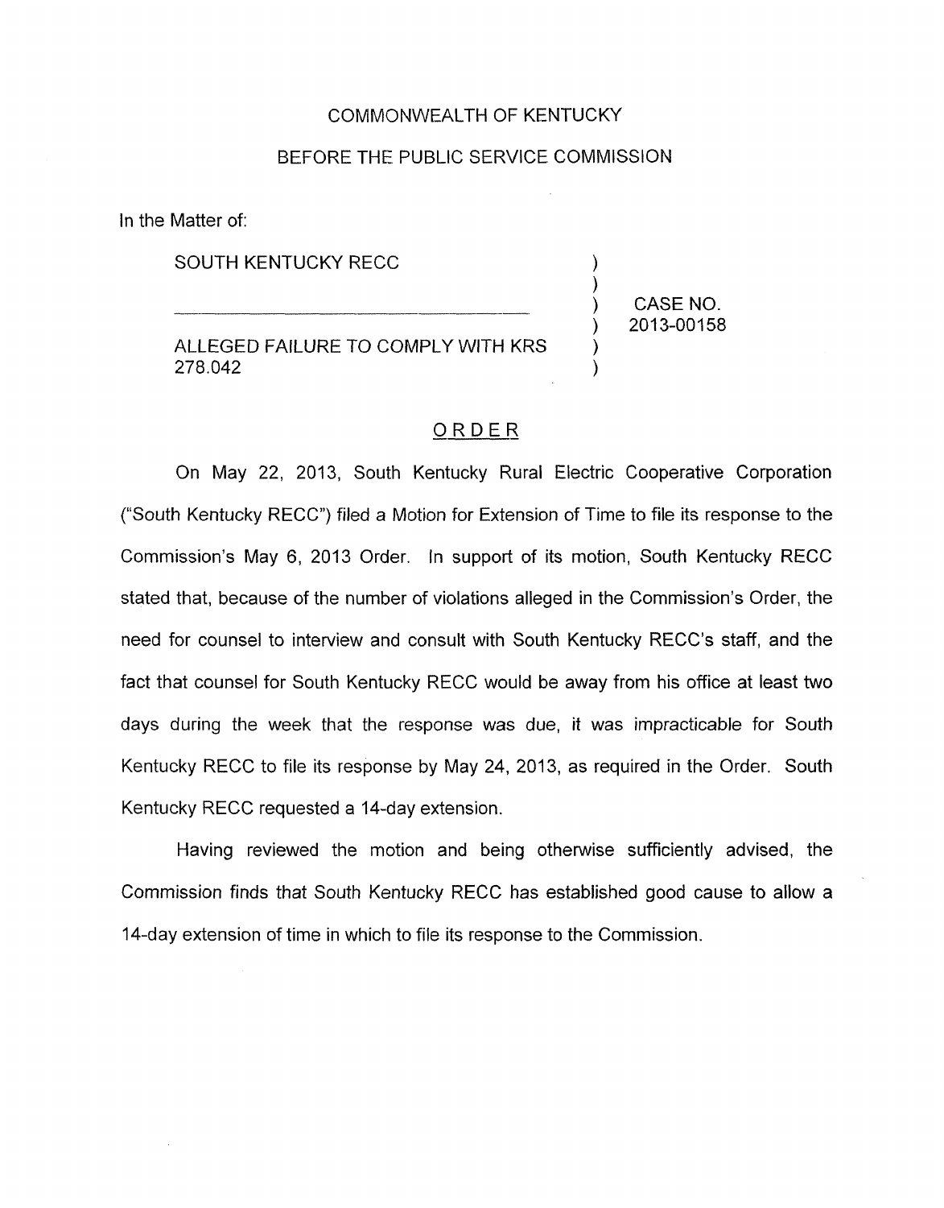COMMONWEALTH OF KENTUCKY

BEFORE THE PUBLIC SERVICE COMMISSION

In the Matter of:

| | | |
|---|---|---|
| SOUTH KENTUCKY RECC | ) | |
| | ) | |
| _________________________________ | ) | CASE NO. |
| | ) | 2013-00158 |
| ALLEGED FAILURE TO COMPLY WITH KRS 278.042 | ) | |
| | ) | |

## ORDER

On May 22, 2013, South Kentucky Rural Electric Cooperative Corporation ("South Kentucky RECC") filed a Motion for Extension of Time to file its response to the Commission's May 6, 2013 Order. In support of its motion, South Kentucky RECC stated that, because of the number of violations alleged in the Commission's Order, the need for counsel to interview and consult with South Kentucky RECC's staff, and the fact that counsel for South Kentucky RECC would be away from his office at least two days during the week that the response was due, it was impracticable for South Kentucky RECC to file its response by May 24, 2013, as required in the Order. South Kentucky RECC requested a 14-day extension.

Having reviewed the motion and being otherwise sufficiently advised, the Commission finds that South Kentucky RECC has established good cause to allow a 14-day extension of time in which to file its response to the Commission.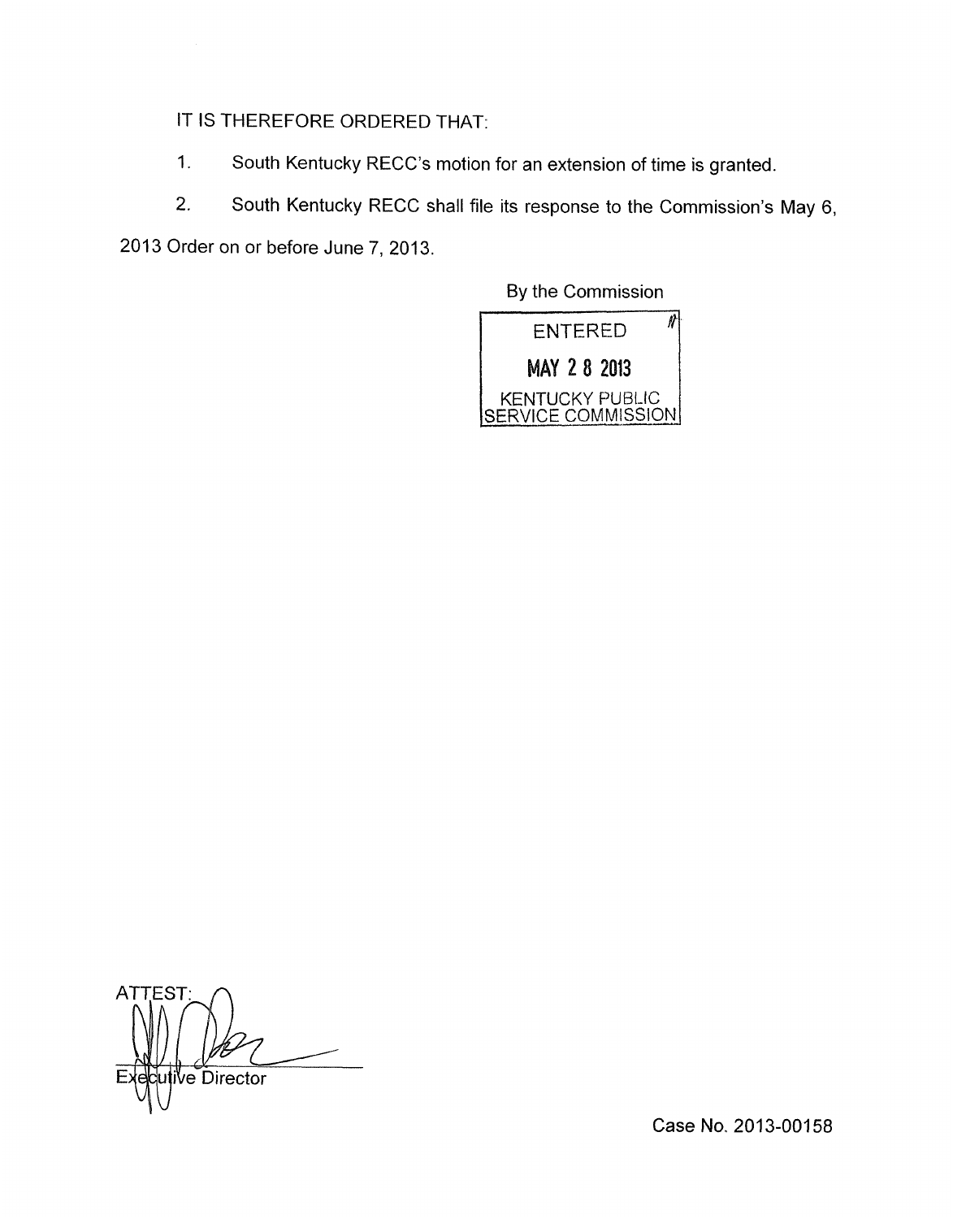IT IS THEREFORE ORDERED THAT:

1. South Kentucky RECC's motion for an extension of time is granted.

2. South Kentucky RECC shall file its response to the Commission's May 6, 2013 Order on or before June 7, 2013.

By the Commission

ENTERED

MAY 28 2013

KENTUCKY PUBLIC SERVICE COMMISSION

ATTEST:

Executive Director

Case No. 2013-00158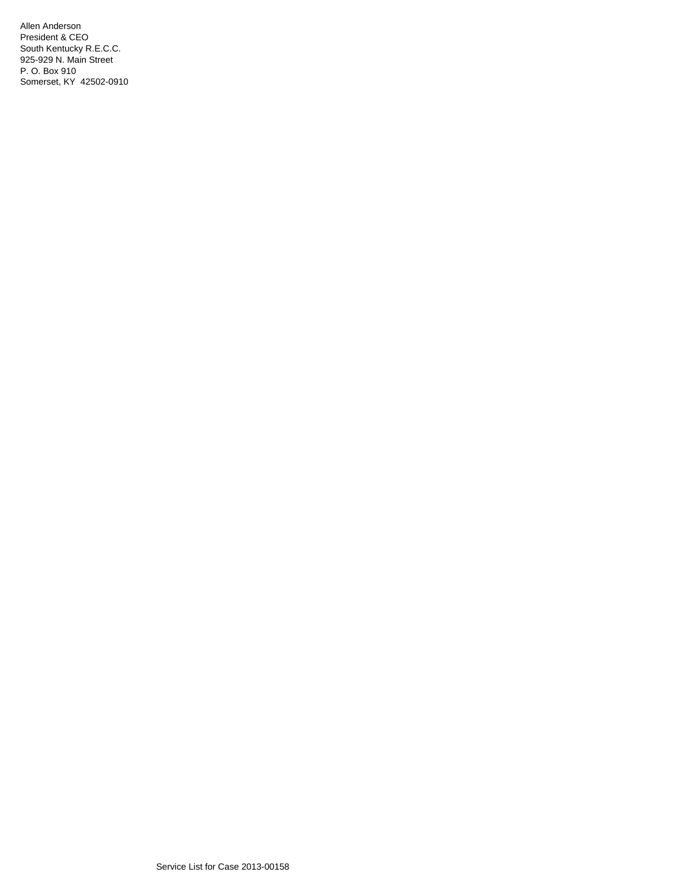Allen Anderson
President & CEO
South Kentucky R.E.C.C.
925-929 N. Main Street
P. O. Box 910
Somerset, KY  42502-0910